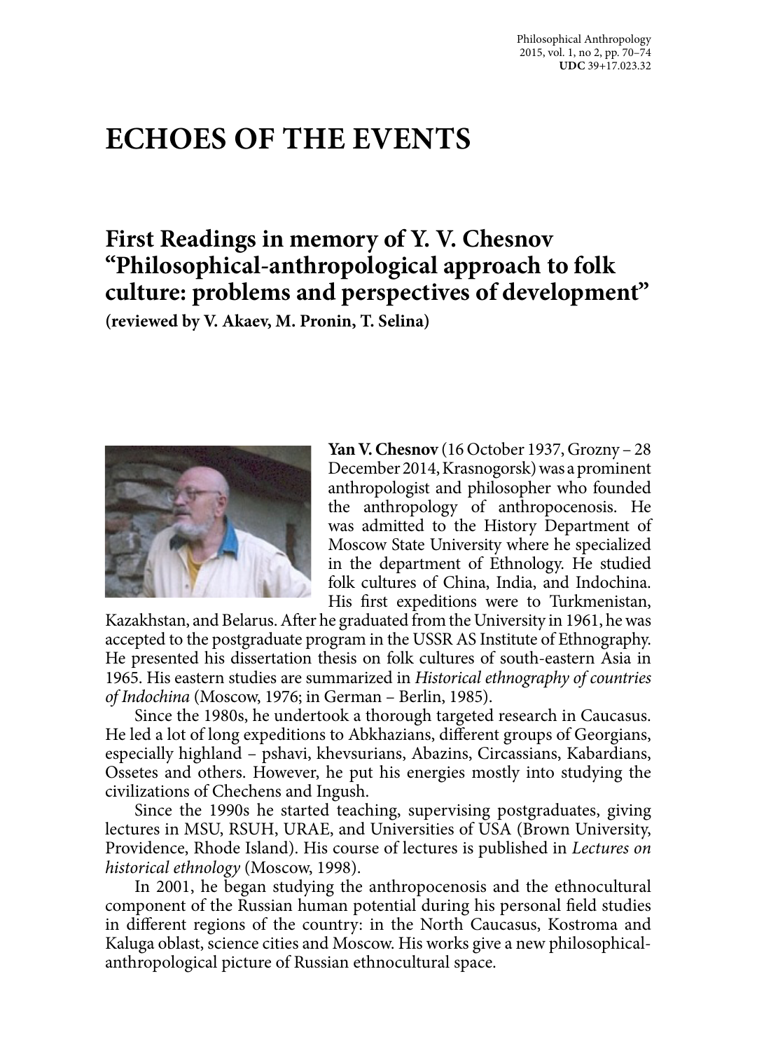# ECHOES OF THE EVENTS

## First Readings in memory of Y. V. Chesnov "Philosophical-anthropological approach to folk culture: problems and perspectives of development"

**(reviewed by V. Akaev, M. Pronin, T. Selina)**

**Yan V. Chesnov** (16 October 1937, Grozny – 28 December 2014, Krasnogorsk) was a prominent anthropologist and philosopher who founded the anthropology of anthropocenosis. He was admitted to the History Department of Moscow State University where he specialized in the department of Ethnology. He studied folk cultures of China, India, and Indochina. His first expeditions were to Turkmenistan, Kazakhstan, and Belarus. After he graduated from the University in 1961, he was accepted to the postgraduate program in the USSR AS Institute of Ethnography. He presented his dissertation thesis on folk cultures of south-eastern Asia in 1965. His eastern studies are summarized in *Historical ethnography of countries of Indochina* (Moscow, 1976; in German – Berlin, 1985).

Since the 1980s, he undertook a thorough targeted research in Caucasus. He led a lot of long expeditions to Abkhazians, different groups of Georgians, especially highland – pshavi, khevsurians, Abazins, Circassians, Kabardians, Ossetes and others. However, he put his energies mostly into studying the civilizations of Chechens and Ingush.

Since the 1990s he started teaching, supervising postgraduates, giving lectures in MSU, RSUH, URAE, and Universities of USA (Brown University, Providence, Rhode Island). His course of lectures is published in *Lectures on historical ethnology* (Moscow, 1998).

In 2001, he began studying the anthropocenosis and the ethnocultural component of the Russian human potential during his personal field studies in different regions of the country: in the North Caucasus, Kostroma and Kaluga oblast, science cities and Moscow. His works give a new philosophical-anthropological picture of Russian ethnocultural space.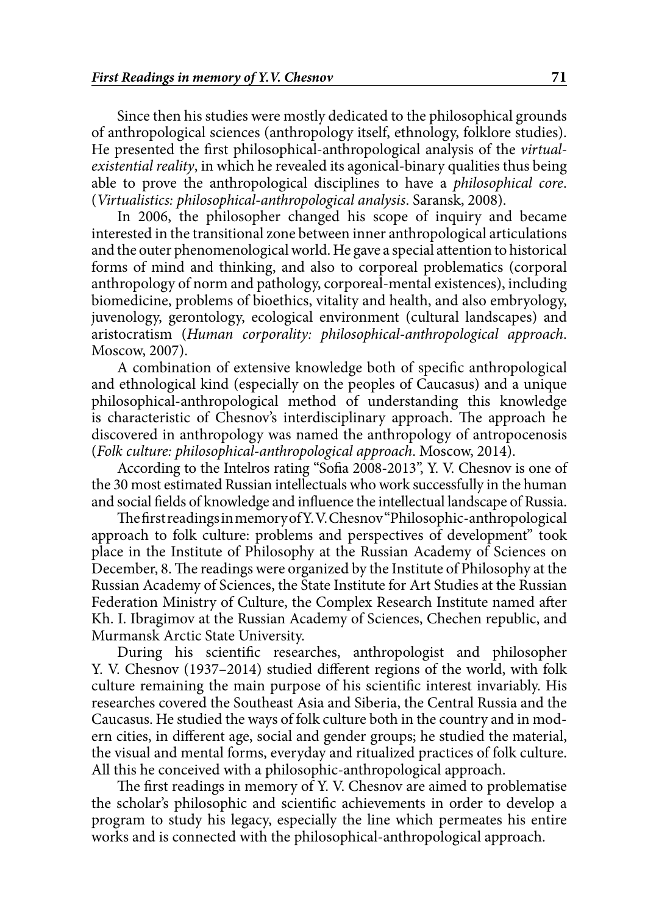Since then his studies were mostly dedicated to the philosophical grounds of anthropological sciences (anthropology itself, ethnology, folklore studies). He presented the first philosophical-anthropological analysis of the *virtual-existential reality*, in which he revealed its agonical-binary qualities thus being able to prove the anthropological disciplines to have a *philosophical core*. (*Virtualistics: philosophical-anthropological analysis*. Saransk, 2008).

In 2006, the philosopher changed his scope of inquiry and became interested in the transitional zone between inner anthropological articulations and the outer phenomenological world. He gave a special attention to historical forms of mind and thinking, and also to corporeal problematics (corporal anthropology of norm and pathology, corporeal-mental existences), including biomedicine, problems of bioethics, vitality and health, and also embryology, juvenology, gerontology, ecological environment (cultural landscapes) and aristocratism (*Human corporality: philosophical-anthropological approach*. Moscow, 2007).

A combination of extensive knowledge both of specific anthropological and ethnological kind (especially on the peoples of Caucasus) and a unique philosophical-anthropological method of understanding this knowledge is characteristic of Chesnov's interdisciplinary approach. The approach he discovered in anthropology was named the anthropology of antropocenosis (*Folk culture: philosophical-anthropological approach*. Moscow, 2014).

According to the Intelros rating "Sofia 2008-2013", Y. V. Chesnov is one of the 30 most estimated Russian intellectuals who work successfully in the human and social fields of knowledge and influence the intellectual landscape of Russia.

The first readings in memory of Y. V. Chesnov "Philosophic-anthropological approach to folk culture: problems and perspectives of development" took place in the Institute of Philosophy at the Russian Academy of Sciences on December, 8. The readings were organized by the Institute of Philosophy at the Russian Academy of Sciences, the State Institute for Art Studies at the Russian Federation Ministry of Culture, the Complex Research Institute named after Kh. I. Ibragimov at the Russian Academy of Sciences, Chechen republic, and Murmansk Arctic State University.

During his scientific researches, anthropologist and philosopher Y. V. Chesnov (1937–2014) studied different regions of the world, with folk culture remaining the main purpose of his scientific interest invariably. His researches covered the Southeast Asia and Siberia, the Central Russia and the Caucasus. He studied the ways of folk culture both in the country and in modern cities, in different age, social and gender groups; he studied the material, the visual and mental forms, everyday and ritualized practices of folk culture. All this he conceived with a philosophic-anthropological approach.

The first readings in memory of Y. V. Chesnov are aimed to problematise the scholar's philosophic and scientific achievements in order to develop a program to study his legacy, especially the line which permeates his entire works and is connected with the philosophical-anthropological approach.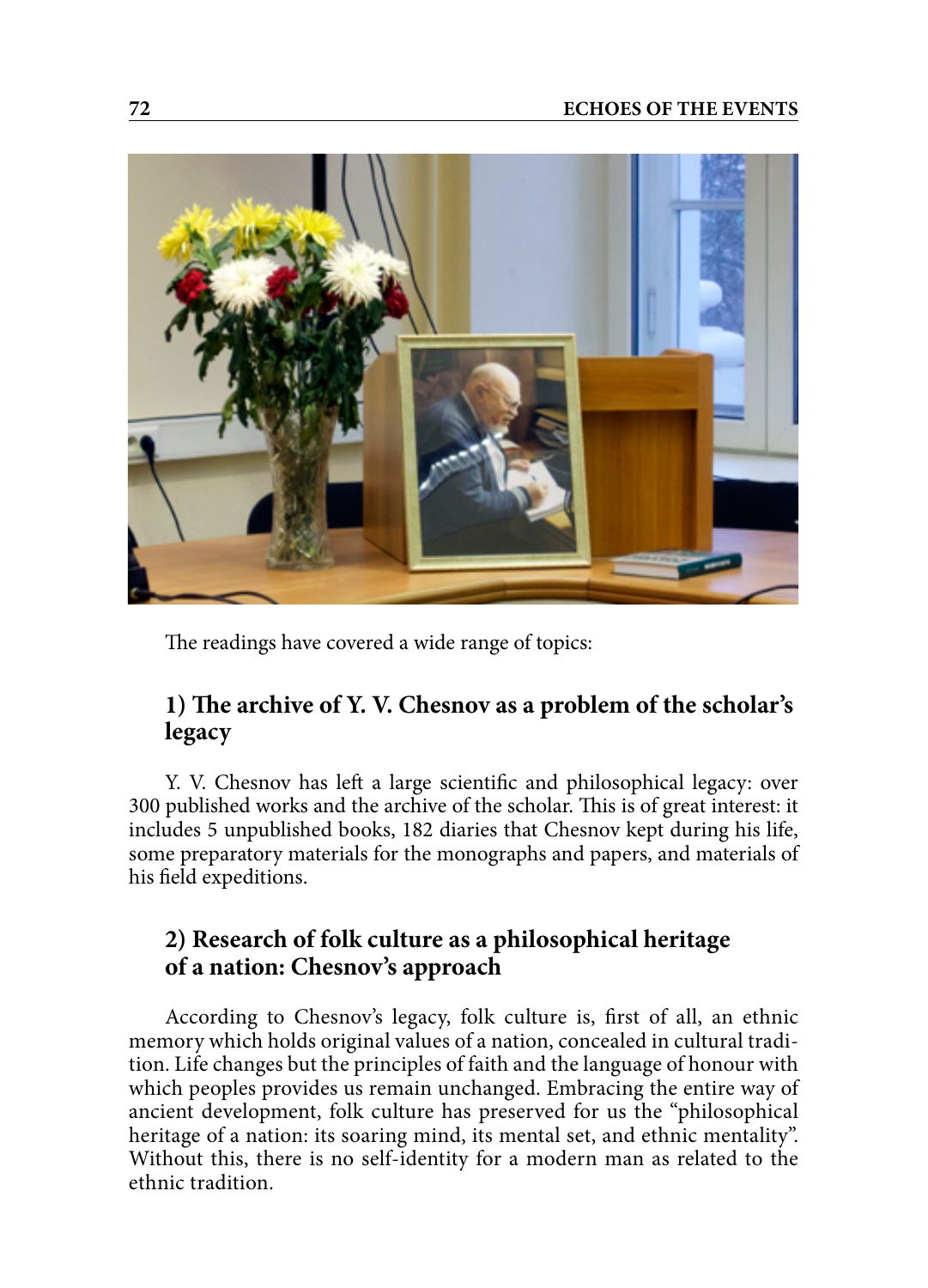The readings have covered a wide range of topics:

### 1) The archive of Y. V. Chesnov as a problem of the scholar's legacy

Y. V. Chesnov has left a large scientific and philosophical legacy: over 300 published works and the archive of the scholar. This is of great interest: it includes 5 unpublished books, 182 diaries that Chesnov kept during his life, some preparatory materials for the monographs and papers, and materials of his field expeditions.

### 2) Research of folk culture as a philosophical heritage of a nation: Chesnov's approach

According to Chesnov's legacy, folk culture is, first of all, an ethnic memory which holds original values of a nation, concealed in cultural tradition. Life changes but the principles of faith and the language of honour with which peoples provides us remain unchanged. Embracing the entire way of ancient development, folk culture has preserved for us the "philosophical heritage of a nation: its soaring mind, its mental set, and ethnic mentality". Without this, there is no self-identity for a modern man as related to the ethnic tradition.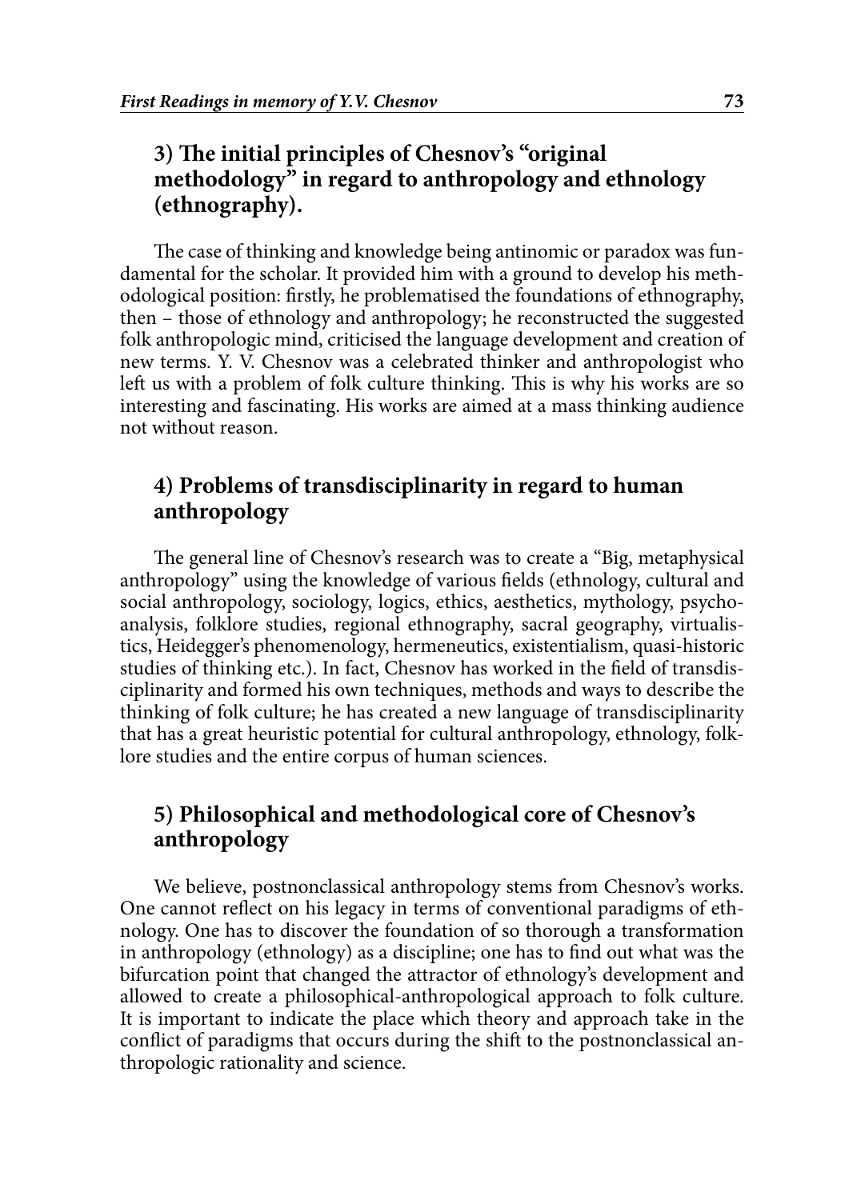## 3) The initial principles of Chesnov's "original methodology" in regard to anthropology and ethnology (ethnography).

The case of thinking and knowledge being antinomic or paradox was fundamental for the scholar. It provided him with a ground to develop his methodological position: firstly, he problematised the foundations of ethnography, then – those of ethnology and anthropology; he reconstructed the suggested folk anthropologic mind, criticised the language development and creation of new terms. Y. V. Chesnov was a celebrated thinker and anthropologist who left us with a problem of folk culture thinking. This is why his works are so interesting and fascinating. His works are aimed at a mass thinking audience not without reason.

## 4) Problems of transdisciplinarity in regard to human anthropology

The general line of Chesnov's research was to create a "Big, metaphysical anthropology" using the knowledge of various fields (ethnology, cultural and social anthropology, sociology, logics, ethics, aesthetics, mythology, psychoanalysis, folklore studies, regional ethnography, sacral geography, virtualistics, Heidegger's phenomenology, hermeneutics, existentialism, quasi-historic studies of thinking etc.). In fact, Chesnov has worked in the field of transdisciplinarity and formed his own techniques, methods and ways to describe the thinking of folk culture; he has created a new language of transdisciplinarity that has a great heuristic potential for cultural anthropology, ethnology, folklore studies and the entire corpus of human sciences.

## 5) Philosophical and methodological core of Chesnov's anthropology

We believe, postnonclassical anthropology stems from Chesnov's works. One cannot reflect on his legacy in terms of conventional paradigms of ethnology. One has to discover the foundation of so thorough a transformation in anthropology (ethnology) as a discipline; one has to find out what was the bifurcation point that changed the attractor of ethnology's development and allowed to create a philosophical-anthropological approach to folk culture. It is important to indicate the place which theory and approach take in the conflict of paradigms that occurs during the shift to the postnonclassical anthropologic rationality and science.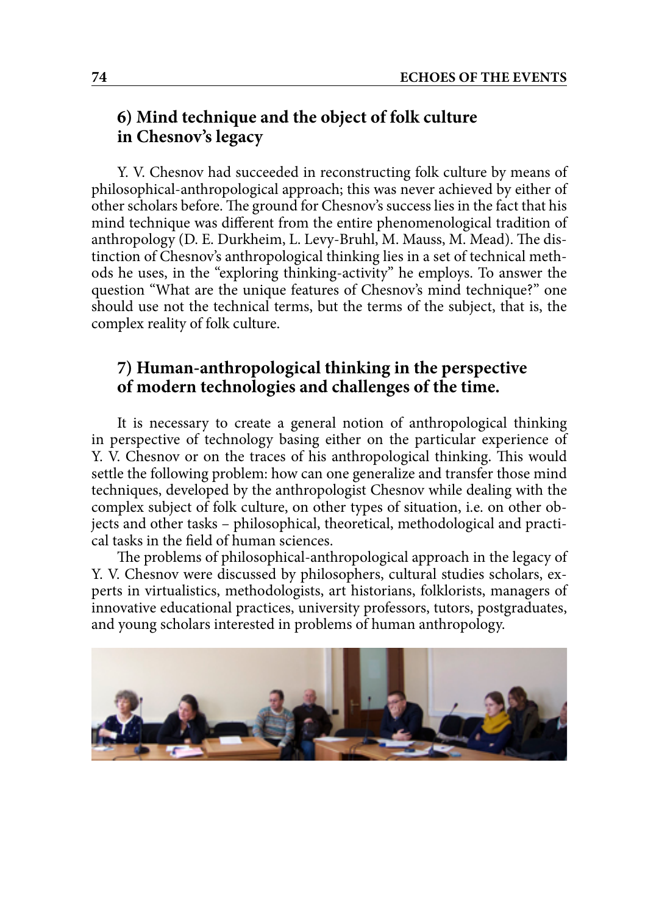## 6) Mind technique and the object of folk culture in Chesnov's legacy

Y. V. Chesnov had succeeded in reconstructing folk culture by means of philosophical-anthropological approach; this was never achieved by either of other scholars before. The ground for Chesnov's success lies in the fact that his mind technique was different from the entire phenomenological tradition of anthropology (D. E. Durkheim, L. Levy-Bruhl, M. Mauss, M. Mead). The distinction of Chesnov's anthropological thinking lies in a set of technical methods he uses, in the "exploring thinking-activity" he employs. To answer the question "What are the unique features of Chesnov's mind technique?" one should use not the technical terms, but the terms of the subject, that is, the complex reality of folk culture.

## 7) Human-anthropological thinking in the perspective of modern technologies and challenges of the time.

It is necessary to create a general notion of anthropological thinking in perspective of technology basing either on the particular experience of Y. V. Chesnov or on the traces of his anthropological thinking. This would settle the following problem: how can one generalize and transfer those mind techniques, developed by the anthropologist Chesnov while dealing with the complex subject of folk culture, on other types of situation, i.e. on other objects and other tasks – philosophical, theoretical, methodological and practical tasks in the field of human sciences.

The problems of philosophical-anthropological approach in the legacy of Y. V. Chesnov were discussed by philosophers, cultural studies scholars, experts in virtualistics, methodologists, art historians, folklorists, managers of innovative educational practices, university professors, tutors, postgraduates, and young scholars interested in problems of human anthropology.